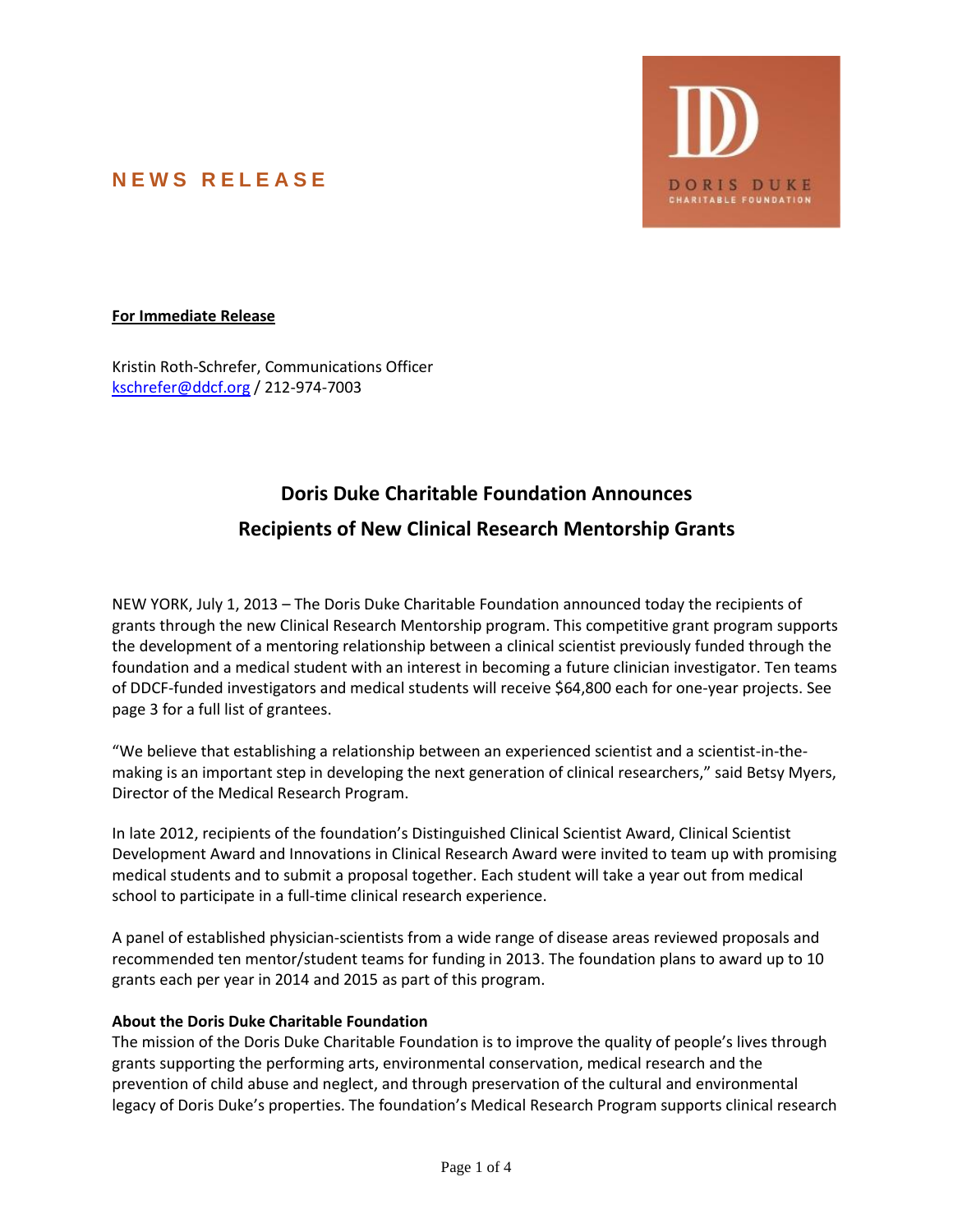## NEWS RELEASE

**For Immediate Release**

Kristin Roth-Schrefer, Communications Officer
kschrefer@ddcf.org / 212-974-7003

# Doris Duke Charitable Foundation Announces Recipients of New Clinical Research Mentorship Grants

NEW YORK, July 1, 2013 – The Doris Duke Charitable Foundation announced today the recipients of grants through the new Clinical Research Mentorship program. This competitive grant program supports the development of a mentoring relationship between a clinical scientist previously funded through the foundation and a medical student with an interest in becoming a future clinician investigator. Ten teams of DDCF-funded investigators and medical students will receive $64,800 each for one-year projects. See page 3 for a full list of grantees.

"We believe that establishing a relationship between an experienced scientist and a scientist-in-the-making is an important step in developing the next generation of clinical researchers," said Betsy Myers, Director of the Medical Research Program.

In late 2012, recipients of the foundation's Distinguished Clinical Scientist Award, Clinical Scientist Development Award and Innovations in Clinical Research Award were invited to team up with promising medical students and to submit a proposal together. Each student will take a year out from medical school to participate in a full-time clinical research experience.

A panel of established physician-scientists from a wide range of disease areas reviewed proposals and recommended ten mentor/student teams for funding in 2013. The foundation plans to award up to 10 grants each per year in 2014 and 2015 as part of this program.

**About the Doris Duke Charitable Foundation**

The mission of the Doris Duke Charitable Foundation is to improve the quality of people's lives through grants supporting the performing arts, environmental conservation, medical research and the prevention of child abuse and neglect, and through preservation of the cultural and environmental legacy of Doris Duke's properties. The foundation's Medical Research Program supports clinical research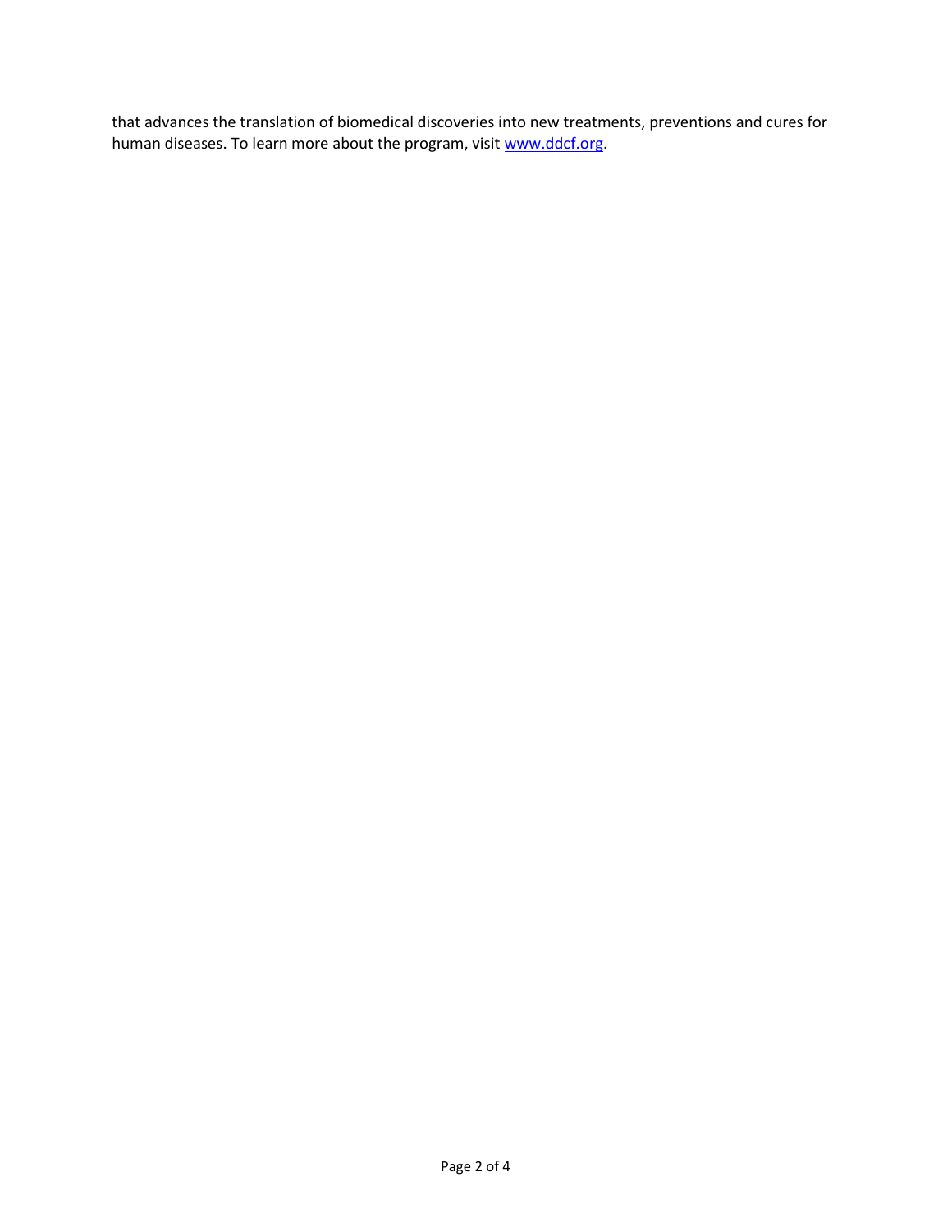that advances the translation of biomedical discoveries into new treatments, preventions and cures for human diseases. To learn more about the program, visit [www.ddcf.org](http://www.ddcf.org).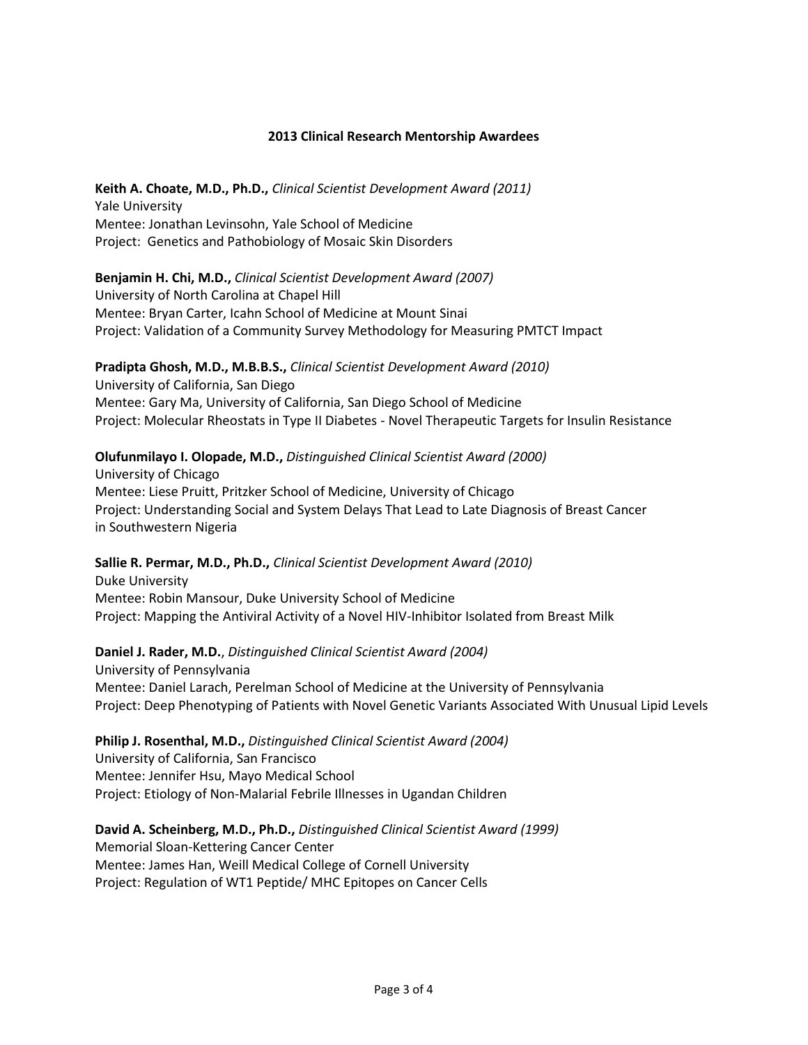## 2013 Clinical Research Mentorship Awardees

**Keith A. Choate, M.D., Ph.D.,** *Clinical Scientist Development Award (2011)*
Yale University
Mentee: Jonathan Levinsohn, Yale School of Medicine
Project: Genetics and Pathobiology of Mosaic Skin Disorders

**Benjamin H. Chi, M.D.,** *Clinical Scientist Development Award (2007)*
University of North Carolina at Chapel Hill
Mentee: Bryan Carter, Icahn School of Medicine at Mount Sinai
Project: Validation of a Community Survey Methodology for Measuring PMTCT Impact

**Pradipta Ghosh, M.D., M.B.B.S.,** *Clinical Scientist Development Award (2010)*
University of California, San Diego
Mentee: Gary Ma, University of California, San Diego School of Medicine
Project: Molecular Rheostats in Type II Diabetes - Novel Therapeutic Targets for Insulin Resistance

**Olufunmilayo I. Olopade, M.D.,** *Distinguished Clinical Scientist Award (2000)*
University of Chicago
Mentee: Liese Pruitt, Pritzker School of Medicine, University of Chicago
Project: Understanding Social and System Delays That Lead to Late Diagnosis of Breast Cancer in Southwestern Nigeria

**Sallie R. Permar, M.D., Ph.D.,** *Clinical Scientist Development Award (2010)*
Duke University
Mentee: Robin Mansour, Duke University School of Medicine
Project: Mapping the Antiviral Activity of a Novel HIV-Inhibitor Isolated from Breast Milk

**Daniel J. Rader, M.D.**, *Distinguished Clinical Scientist Award (2004)*
University of Pennsylvania
Mentee: Daniel Larach, Perelman School of Medicine at the University of Pennsylvania
Project: Deep Phenotyping of Patients with Novel Genetic Variants Associated With Unusual Lipid Levels

**Philip J. Rosenthal, M.D.,** *Distinguished Clinical Scientist Award (2004)*
University of California, San Francisco
Mentee: Jennifer Hsu, Mayo Medical School
Project: Etiology of Non-Malarial Febrile Illnesses in Ugandan Children

**David A. Scheinberg, M.D., Ph.D.,** *Distinguished Clinical Scientist Award (1999)*
Memorial Sloan-Kettering Cancer Center
Mentee: James Han, Weill Medical College of Cornell University
Project: Regulation of WT1 Peptide/ MHC Epitopes on Cancer Cells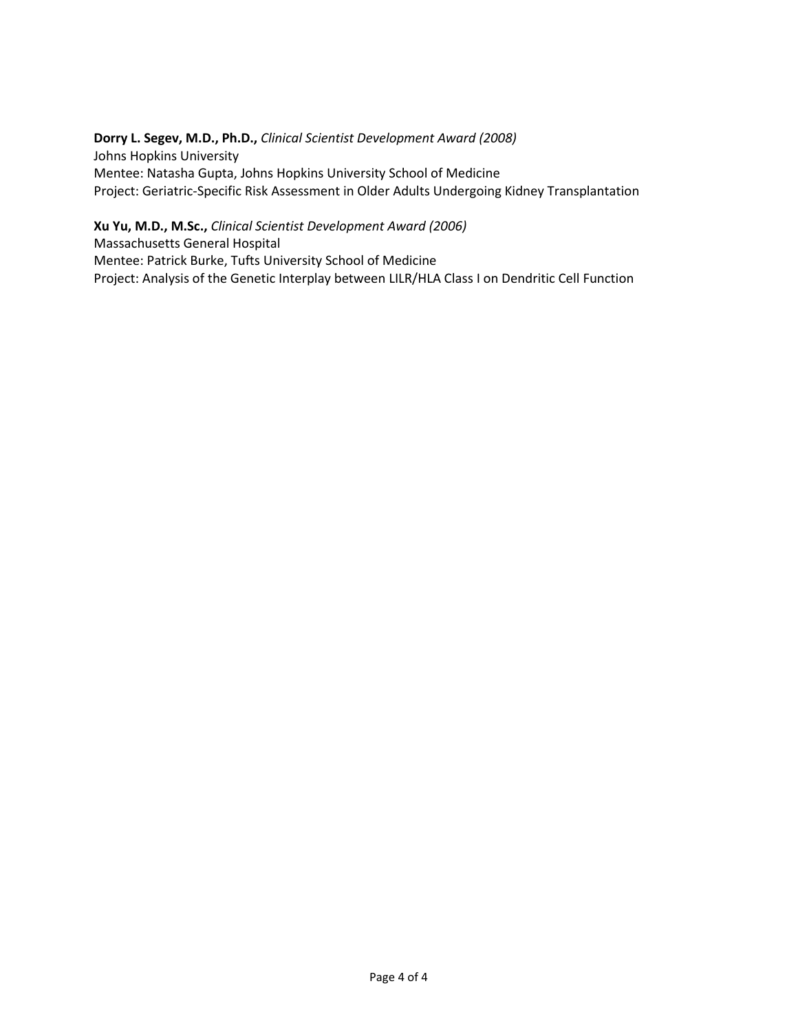**Dorry L. Segev, M.D., Ph.D.,** *Clinical Scientist Development Award (2008)*
Johns Hopkins University
Mentee: Natasha Gupta, Johns Hopkins University School of Medicine
Project: Geriatric-Specific Risk Assessment in Older Adults Undergoing Kidney Transplantation

**Xu Yu, M.D., M.Sc.,** *Clinical Scientist Development Award (2006)*
Massachusetts General Hospital
Mentee: Patrick Burke, Tufts University School of Medicine
Project: Analysis of the Genetic Interplay between LILR/HLA Class I on Dendritic Cell Function